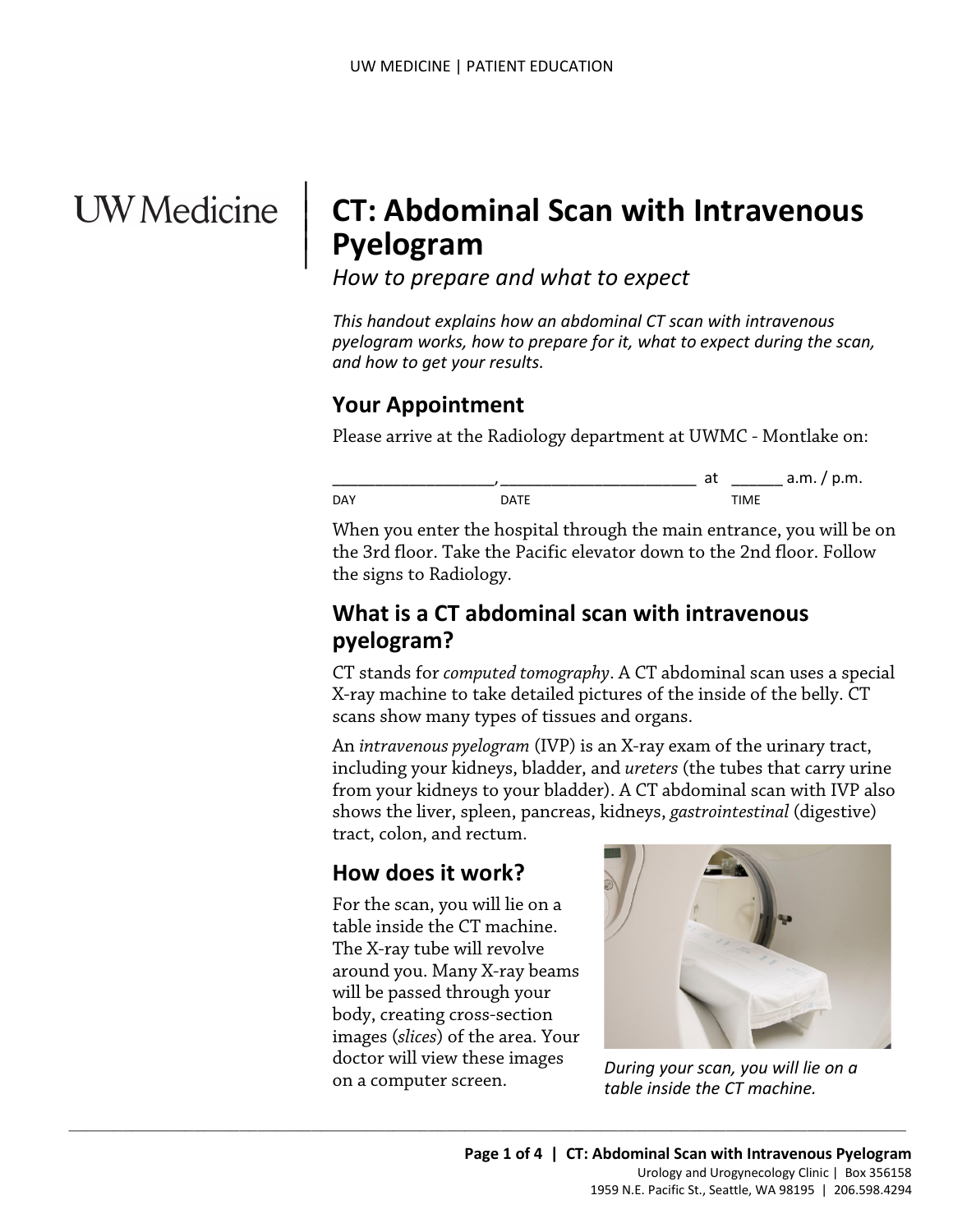UW Medicine

# CT: Abdominal Scan with Intravenous Pyelogram

*How to prepare and what to expect*

*This handout explains how an abdominal CT scan with intravenous pyelogram works, how to prepare for it, what to expect during the scan, and how to get your results.*

## Your Appointment

Please arrive at the Radiology department at UWMC - Montlake on:

___________________, _______________________ at ______ a.m. / p.m.
DAY DATE TIME

When you enter the hospital through the main entrance, you will be on the 3rd floor. Take the Pacific elevator down to the 2nd floor. Follow the signs to Radiology.

## What is a CT abdominal scan with intravenous pyelogram?

CT stands for *computed tomography*. A CT abdominal scan uses a special X-ray machine to take detailed pictures of the inside of the belly. CT scans show many types of tissues and organs.

An *intravenous pyelogram* (IVP) is an X-ray exam of the urinary tract, including your kidneys, bladder, and *ureters* (the tubes that carry urine from your kidneys to your bladder). A CT abdominal scan with IVP also shows the liver, spleen, pancreas, kidneys, *gastrointestinal* (digestive) tract, colon, and rectum.

## How does it work?

For the scan, you will lie on a table inside the CT machine. The X-ray tube will revolve around you. Many X-ray beams will be passed through your body, creating cross-section images (*slices*) of the area. Your doctor will view these images on a computer screen.

*During your scan, you will lie on a table inside the CT machine.*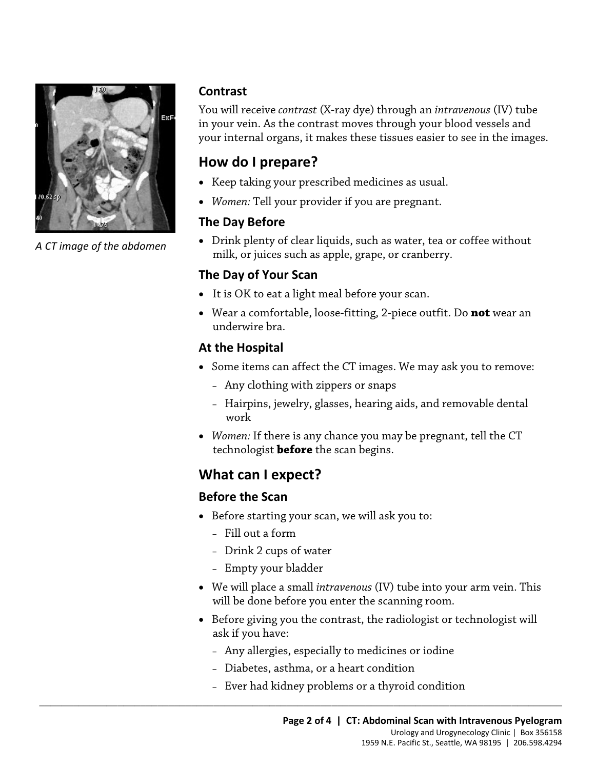A CT image of the abdomen

### Contrast

You will receive *contrast* (X-ray dye) through an *intravenous* (IV) tube in your vein. As the contrast moves through your blood vessels and your internal organs, it makes these tissues easier to see in the images.

## How do I prepare?

- Keep taking your prescribed medicines as usual.
- *Women:* Tell your provider if you are pregnant.

### The Day Before

- Drink plenty of clear liquids, such as water, tea or coffee without milk, or juices such as apple, grape, or cranberry.

### The Day of Your Scan

- It is OK to eat a light meal before your scan.
- Wear a comfortable, loose-fitting, 2-piece outfit. Do **not** wear an underwire bra.

### At the Hospital

- Some items can affect the CT images. We may ask you to remove:
  - Any clothing with zippers or snaps
  - Hairpins, jewelry, glasses, hearing aids, and removable dental work
- *Women:* If there is any chance you may be pregnant, tell the CT technologist **before** the scan begins.

## What can I expect?

### Before the Scan

- Before starting your scan, we will ask you to:
  - Fill out a form
  - Drink 2 cups of water
  - Empty your bladder
- We will place a small *intravenous* (IV) tube into your arm vein. This will be done before you enter the scanning room.
- Before giving you the contrast, the radiologist or technologist will ask if you have:
  - Any allergies, especially to medicines or iodine
  - Diabetes, asthma, or a heart condition
  - Ever had kidney problems or a thyroid condition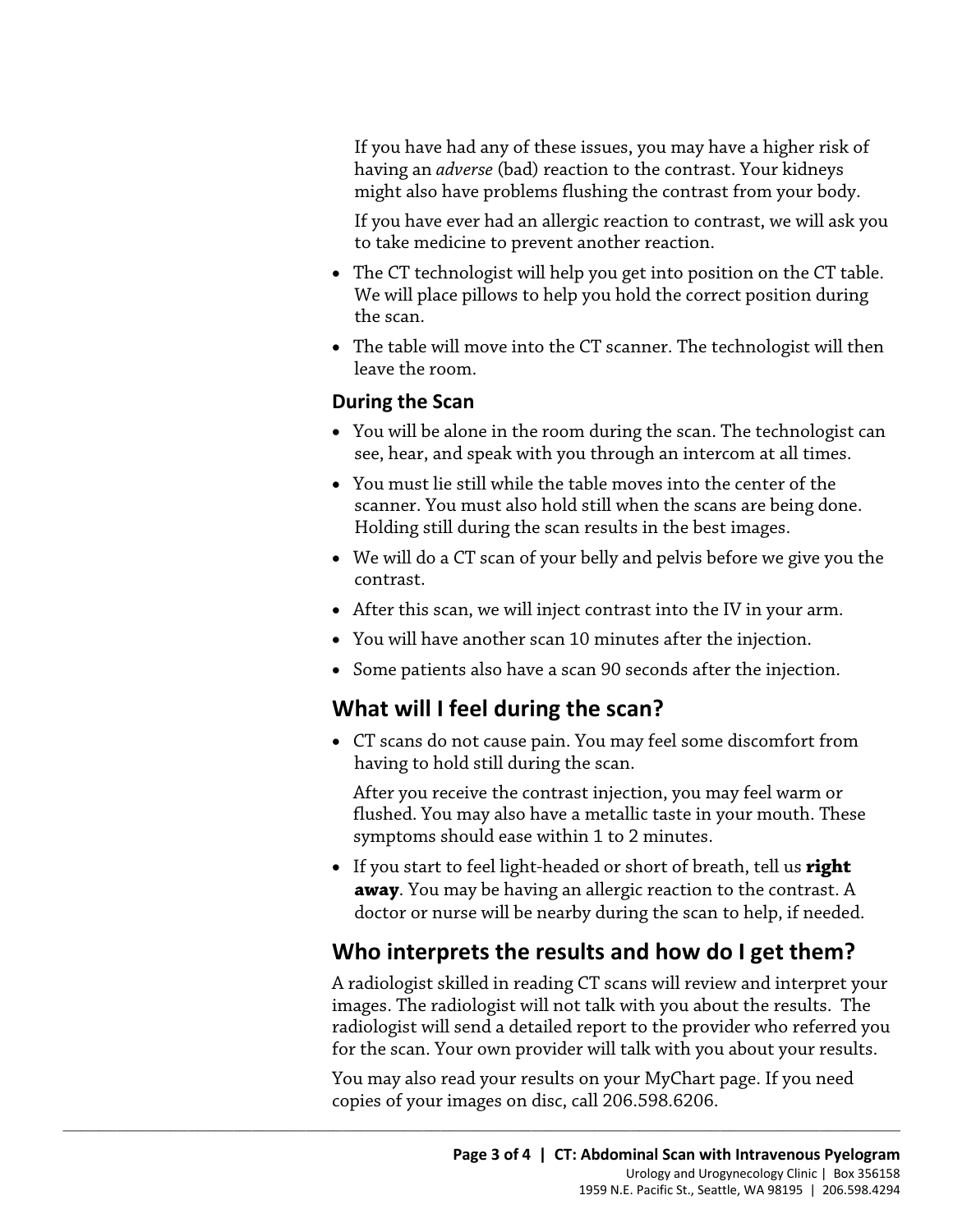If you have had any of these issues, you may have a higher risk of having an *adverse* (bad) reaction to the contrast. Your kidneys might also have problems flushing the contrast from your body.

If you have ever had an allergic reaction to contrast, we will ask you to take medicine to prevent another reaction.

- The CT technologist will help you get into position on the CT table. We will place pillows to help you hold the correct position during the scan.
- The table will move into the CT scanner. The technologist will then leave the room.

### During the Scan

- You will be alone in the room during the scan. The technologist can see, hear, and speak with you through an intercom at all times.
- You must lie still while the table moves into the center of the scanner. You must also hold still when the scans are being done. Holding still during the scan results in the best images.
- We will do a CT scan of your belly and pelvis before we give you the contrast.
- After this scan, we will inject contrast into the IV in your arm.
- You will have another scan 10 minutes after the injection.
- Some patients also have a scan 90 seconds after the injection.

## What will I feel during the scan?

- CT scans do not cause pain. You may feel some discomfort from having to hold still during the scan.

  After you receive the contrast injection, you may feel warm or flushed. You may also have a metallic taste in your mouth. These symptoms should ease within 1 to 2 minutes.
- If you start to feel light-headed or short of breath, tell us **right away**. You may be having an allergic reaction to the contrast. A doctor or nurse will be nearby during the scan to help, if needed.

## Who interprets the results and how do I get them?

A radiologist skilled in reading CT scans will review and interpret your images. The radiologist will not talk with you about the results. The radiologist will send a detailed report to the provider who referred you for the scan. Your own provider will talk with you about your results.

You may also read your results on your MyChart page. If you need copies of your images on disc, call 206.598.6206.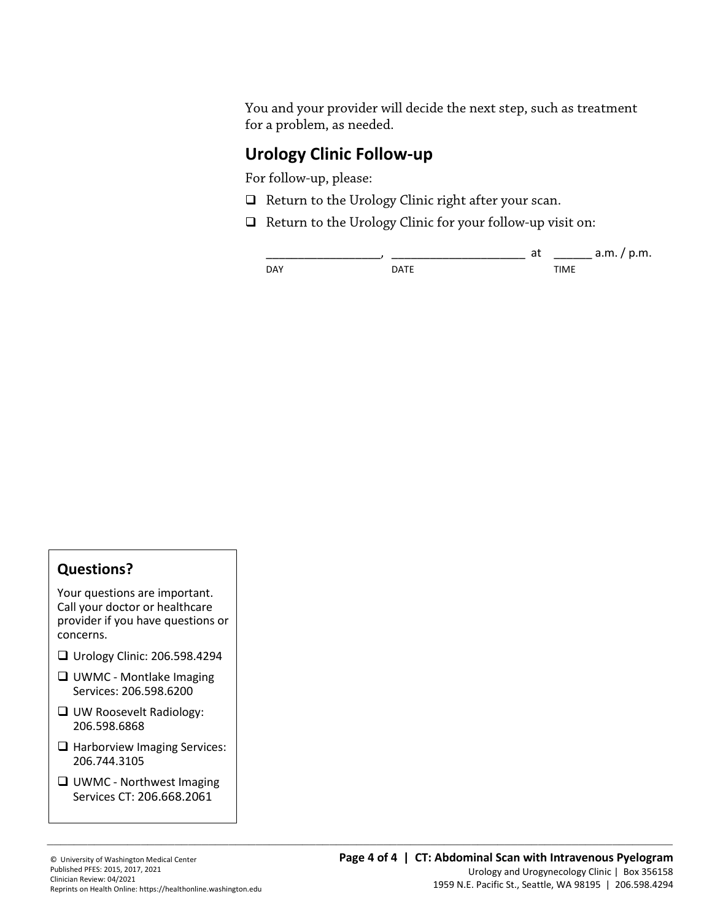You and your provider will decide the next step, such as treatment for a problem, as needed.

## Urology Clinic Follow-up

For follow-up, please:

- ❑ Return to the Urology Clinic right after your scan.
- ❑ Return to the Urology Clinic for your follow-up visit on:

__________________, ______________________ at ______ a.m. / p.m.
DAY DATE TIME

## Questions?

Your questions are important. Call your doctor or healthcare provider if you have questions or concerns.

- ❑ Urology Clinic: 206.598.4294
- ❑ UWMC - Montlake Imaging Services: 206.598.6200
- ❑ UW Roosevelt Radiology: 206.598.6868
- ❑ Harborview Imaging Services: 206.744.3105
- ❑ UWMC - Northwest Imaging Services CT: 206.668.2061

© University of Washington Medical Center
Published PFES: 2015, 2017, 2021
Clinician Review: 04/2021
Reprints on Health Online: https://healthonline.washington.edu

**CT: Abdominal Scan with Intravenous Pyelogram**
Urology and Urogynecology Clinic | Box 356158
1959 N.E. Pacific St., Seattle, WA 98195 | 206.598.4294